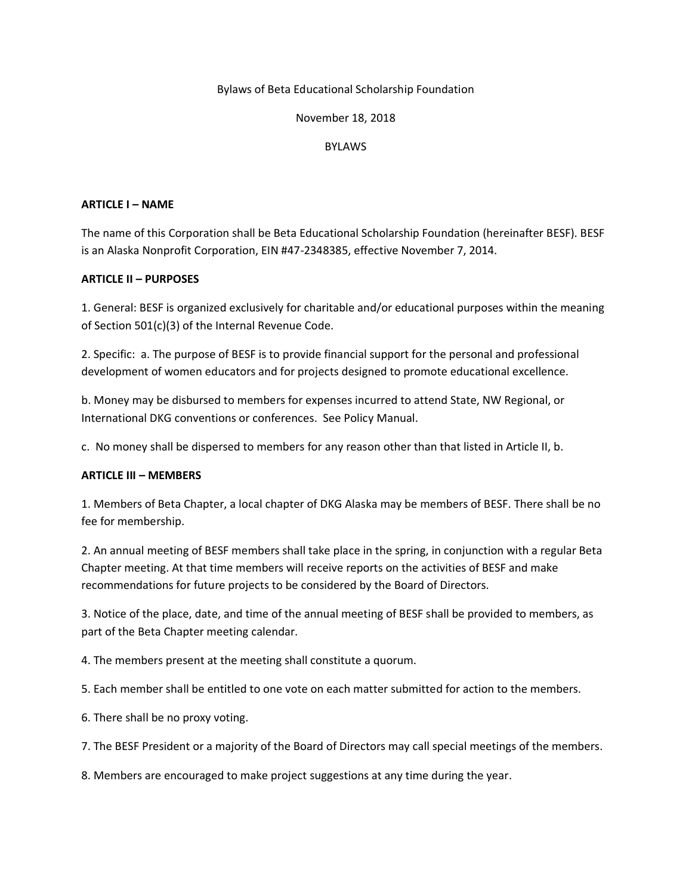Bylaws of Beta Educational Scholarship Foundation

November 18, 2018

BYLAWS

**ARTICLE I – NAME**

The name of this Corporation shall be Beta Educational Scholarship Foundation (hereinafter BESF). BESF is an Alaska Nonprofit Corporation, EIN #47-2348385, effective November 7, 2014.

**ARTICLE II – PURPOSES**

1. General: BESF is organized exclusively for charitable and/or educational purposes within the meaning of Section 501(c)(3) of the Internal Revenue Code.

2. Specific: a. The purpose of BESF is to provide financial support for the personal and professional development of women educators and for projects designed to promote educational excellence.

b. Money may be disbursed to members for expenses incurred to attend State, NW Regional, or International DKG conventions or conferences. See Policy Manual.

c. No money shall be dispersed to members for any reason other than that listed in Article II, b.

**ARTICLE III – MEMBERS**

1. Members of Beta Chapter, a local chapter of DKG Alaska may be members of BESF. There shall be no fee for membership.

2. An annual meeting of BESF members shall take place in the spring, in conjunction with a regular Beta Chapter meeting. At that time members will receive reports on the activities of BESF and make recommendations for future projects to be considered by the Board of Directors.

3. Notice of the place, date, and time of the annual meeting of BESF shall be provided to members, as part of the Beta Chapter meeting calendar.

4. The members present at the meeting shall constitute a quorum.

5. Each member shall be entitled to one vote on each matter submitted for action to the members.

6. There shall be no proxy voting.

7. The BESF President or a majority of the Board of Directors may call special meetings of the members.

8. Members are encouraged to make project suggestions at any time during the year.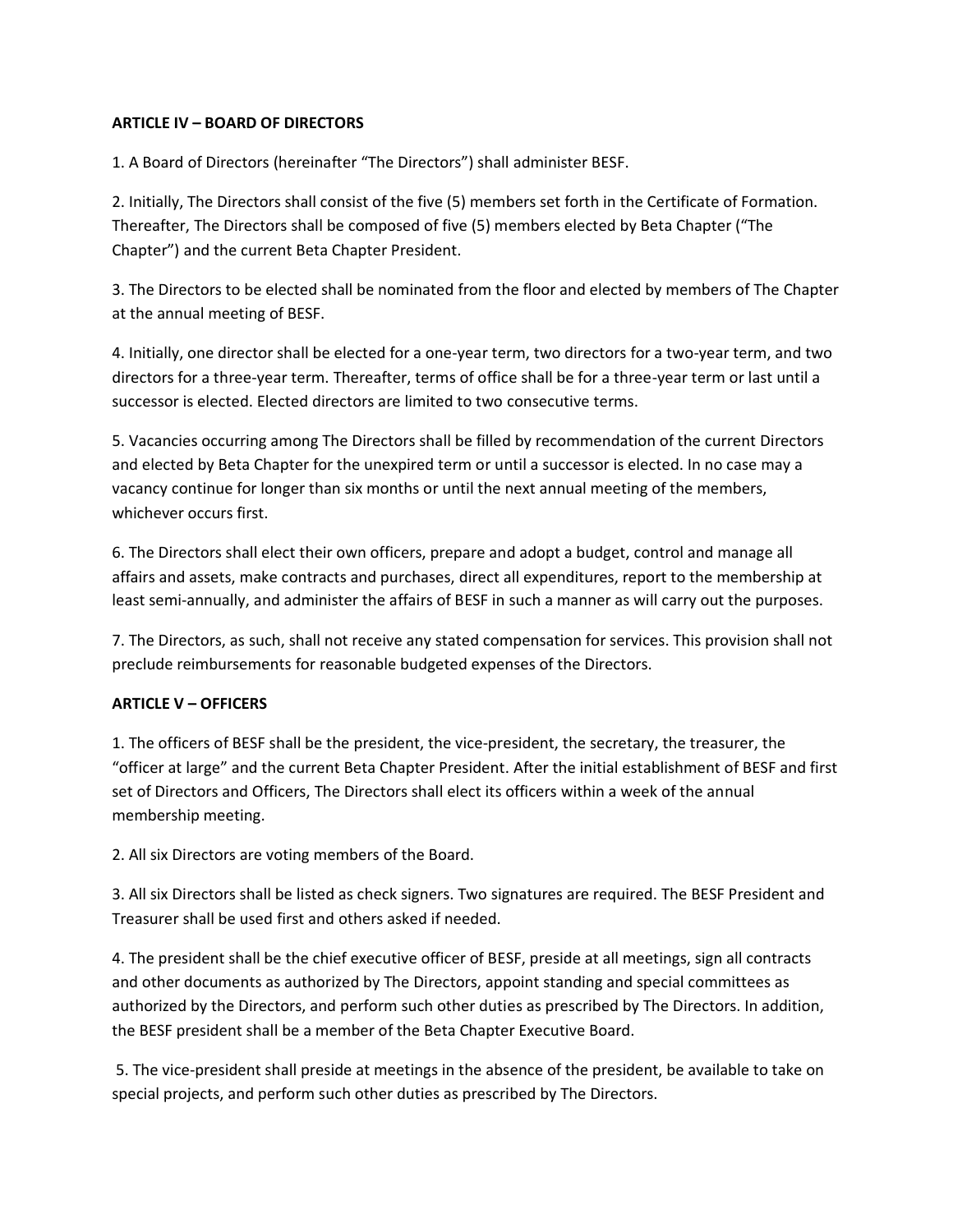**ARTICLE IV – BOARD OF DIRECTORS**

1. A Board of Directors (hereinafter "The Directors") shall administer BESF.

2. Initially, The Directors shall consist of the five (5) members set forth in the Certificate of Formation. Thereafter, The Directors shall be composed of five (5) members elected by Beta Chapter ("The Chapter") and the current Beta Chapter President.

3. The Directors to be elected shall be nominated from the floor and elected by members of The Chapter at the annual meeting of BESF.

4. Initially, one director shall be elected for a one-year term, two directors for a two-year term, and two directors for a three-year term. Thereafter, terms of office shall be for a three-year term or last until a successor is elected. Elected directors are limited to two consecutive terms.

5. Vacancies occurring among The Directors shall be filled by recommendation of the current Directors and elected by Beta Chapter for the unexpired term or until a successor is elected. In no case may a vacancy continue for longer than six months or until the next annual meeting of the members, whichever occurs first.

6. The Directors shall elect their own officers, prepare and adopt a budget, control and manage all affairs and assets, make contracts and purchases, direct all expenditures, report to the membership at least semi-annually, and administer the affairs of BESF in such a manner as will carry out the purposes.

7. The Directors, as such, shall not receive any stated compensation for services. This provision shall not preclude reimbursements for reasonable budgeted expenses of the Directors.

**ARTICLE V – OFFICERS**

1. The officers of BESF shall be the president, the vice-president, the secretary, the treasurer, the "officer at large" and the current Beta Chapter President. After the initial establishment of BESF and first set of Directors and Officers, The Directors shall elect its officers within a week of the annual membership meeting.

2. All six Directors are voting members of the Board.

3. All six Directors shall be listed as check signers. Two signatures are required. The BESF President and Treasurer shall be used first and others asked if needed.

4. The president shall be the chief executive officer of BESF, preside at all meetings, sign all contracts and other documents as authorized by The Directors, appoint standing and special committees as authorized by the Directors, and perform such other duties as prescribed by The Directors. In addition, the BESF president shall be a member of the Beta Chapter Executive Board.

5. The vice-president shall preside at meetings in the absence of the president, be available to take on special projects, and perform such other duties as prescribed by The Directors.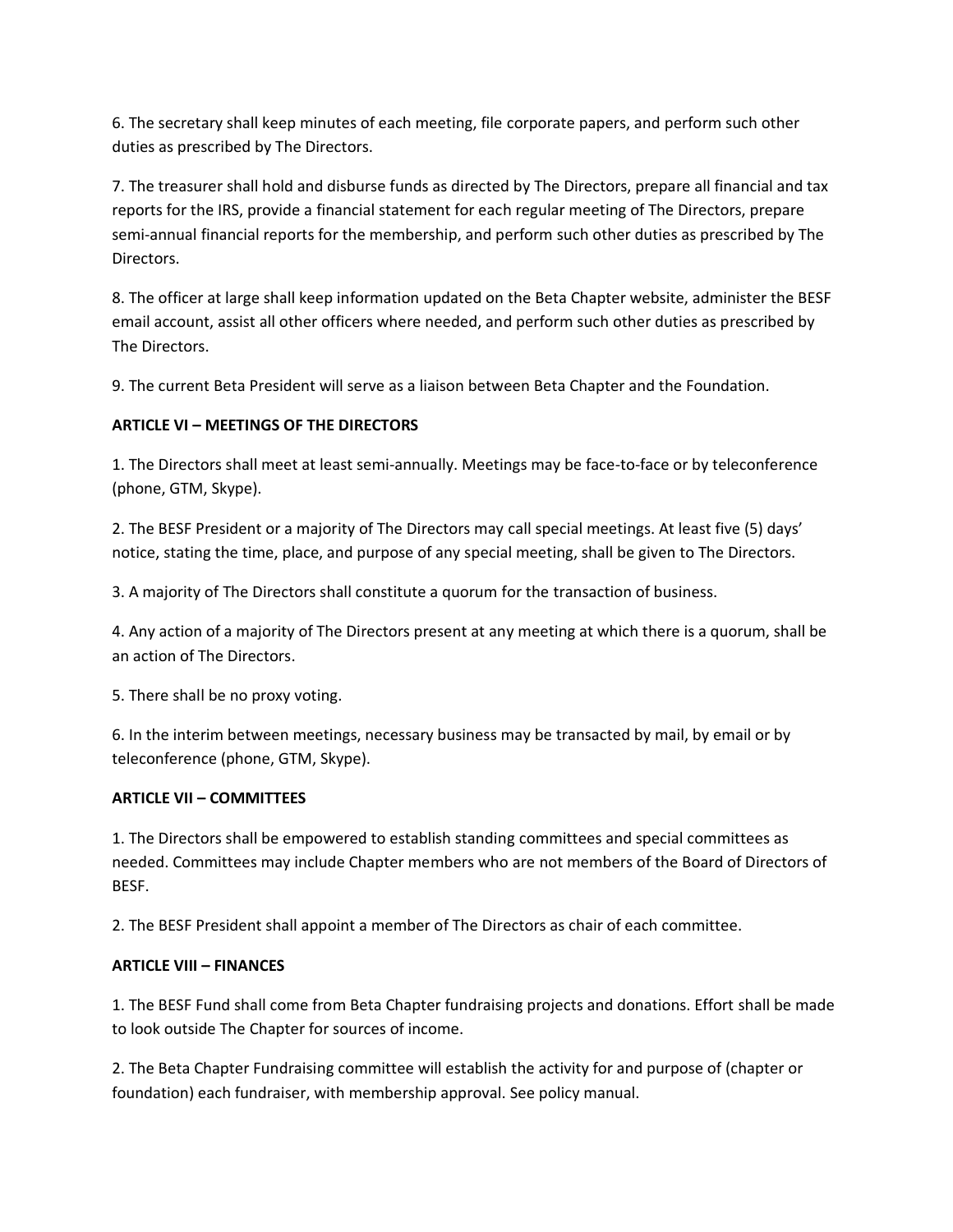6. The secretary shall keep minutes of each meeting, file corporate papers, and perform such other duties as prescribed by The Directors.

7. The treasurer shall hold and disburse funds as directed by The Directors, prepare all financial and tax reports for the IRS, provide a financial statement for each regular meeting of The Directors, prepare semi-annual financial reports for the membership, and perform such other duties as prescribed by The Directors.

8. The officer at large shall keep information updated on the Beta Chapter website, administer the BESF email account, assist all other officers where needed, and perform such other duties as prescribed by The Directors.

9. The current Beta President will serve as a liaison between Beta Chapter and the Foundation.

**ARTICLE VI – MEETINGS OF THE DIRECTORS**

1. The Directors shall meet at least semi-annually. Meetings may be face-to-face or by teleconference (phone, GTM, Skype).

2. The BESF President or a majority of The Directors may call special meetings. At least five (5) days' notice, stating the time, place, and purpose of any special meeting, shall be given to The Directors.

3. A majority of The Directors shall constitute a quorum for the transaction of business.

4. Any action of a majority of The Directors present at any meeting at which there is a quorum, shall be an action of The Directors.

5. There shall be no proxy voting.

6. In the interim between meetings, necessary business may be transacted by mail, by email or by teleconference (phone, GTM, Skype).

**ARTICLE VII – COMMITTEES**

1. The Directors shall be empowered to establish standing committees and special committees as needed. Committees may include Chapter members who are not members of the Board of Directors of BESF.

2. The BESF President shall appoint a member of The Directors as chair of each committee.

**ARTICLE VIII – FINANCES**

1. The BESF Fund shall come from Beta Chapter fundraising projects and donations. Effort shall be made to look outside The Chapter for sources of income.

2. The Beta Chapter Fundraising committee will establish the activity for and purpose of (chapter or foundation) each fundraiser, with membership approval. See policy manual.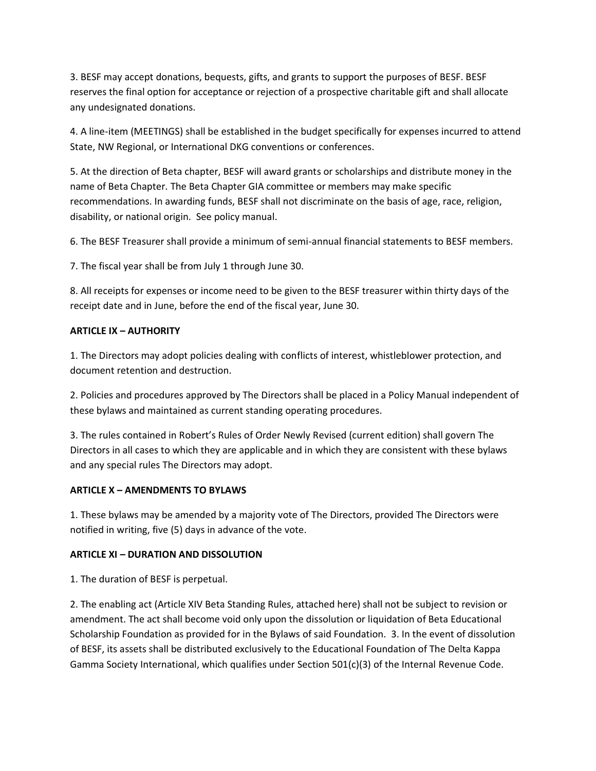3. BESF may accept donations, bequests, gifts, and grants to support the purposes of BESF. BESF reserves the final option for acceptance or rejection of a prospective charitable gift and shall allocate any undesignated donations.

4. A line-item (MEETINGS) shall be established in the budget specifically for expenses incurred to attend State, NW Regional, or International DKG conventions or conferences.

5. At the direction of Beta chapter, BESF will award grants or scholarships and distribute money in the name of Beta Chapter. The Beta Chapter GIA committee or members may make specific recommendations. In awarding funds, BESF shall not discriminate on the basis of age, race, religion, disability, or national origin. See policy manual.

6. The BESF Treasurer shall provide a minimum of semi-annual financial statements to BESF members.

7. The fiscal year shall be from July 1 through June 30.

8. All receipts for expenses or income need to be given to the BESF treasurer within thirty days of the receipt date and in June, before the end of the fiscal year, June 30.

**ARTICLE IX – AUTHORITY**

1. The Directors may adopt policies dealing with conflicts of interest, whistleblower protection, and document retention and destruction.

2. Policies and procedures approved by The Directors shall be placed in a Policy Manual independent of these bylaws and maintained as current standing operating procedures.

3. The rules contained in Robert's Rules of Order Newly Revised (current edition) shall govern The Directors in all cases to which they are applicable and in which they are consistent with these bylaws and any special rules The Directors may adopt.

**ARTICLE X – AMENDMENTS TO BYLAWS**

1. These bylaws may be amended by a majority vote of The Directors, provided The Directors were notified in writing, five (5) days in advance of the vote.

**ARTICLE XI – DURATION AND DISSOLUTION**

1. The duration of BESF is perpetual.

2. The enabling act (Article XIV Beta Standing Rules, attached here) shall not be subject to revision or amendment. The act shall become void only upon the dissolution or liquidation of Beta Educational Scholarship Foundation as provided for in the Bylaws of said Foundation. 3. In the event of dissolution of BESF, its assets shall be distributed exclusively to the Educational Foundation of The Delta Kappa Gamma Society International, which qualifies under Section 501(c)(3) of the Internal Revenue Code.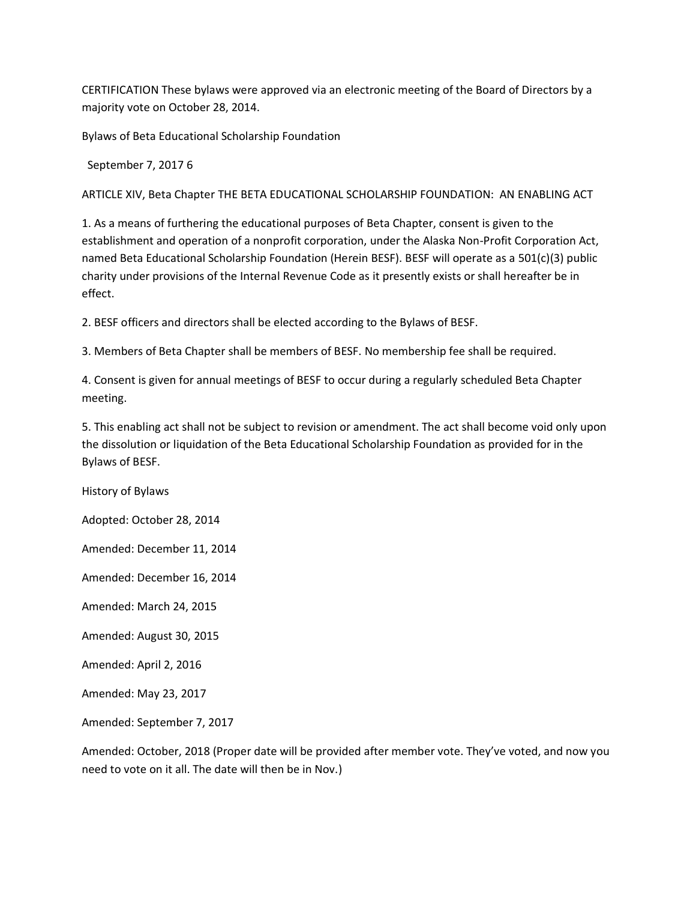CERTIFICATION These bylaws were approved via an electronic meeting of the Board of Directors by a majority vote on October 28, 2014.

Bylaws of Beta Educational Scholarship Foundation

September 7, 2017 6

ARTICLE XIV, Beta Chapter THE BETA EDUCATIONAL SCHOLARSHIP FOUNDATION: AN ENABLING ACT

1. As a means of furthering the educational purposes of Beta Chapter, consent is given to the establishment and operation of a nonprofit corporation, under the Alaska Non-Profit Corporation Act, named Beta Educational Scholarship Foundation (Herein BESF). BESF will operate as a 501(c)(3) public charity under provisions of the Internal Revenue Code as it presently exists or shall hereafter be in effect.

2. BESF officers and directors shall be elected according to the Bylaws of BESF.

3. Members of Beta Chapter shall be members of BESF. No membership fee shall be required.

4. Consent is given for annual meetings of BESF to occur during a regularly scheduled Beta Chapter meeting.

5. This enabling act shall not be subject to revision or amendment. The act shall become void only upon the dissolution or liquidation of the Beta Educational Scholarship Foundation as provided for in the Bylaws of BESF.

History of Bylaws

Adopted: October 28, 2014

Amended: December 11, 2014

Amended: December 16, 2014

Amended: March 24, 2015

Amended: August 30, 2015

Amended: April 2, 2016

Amended: May 23, 2017

Amended: September 7, 2017

Amended: October, 2018 (Proper date will be provided after member vote. They've voted, and now you need to vote on it all. The date will then be in Nov.)